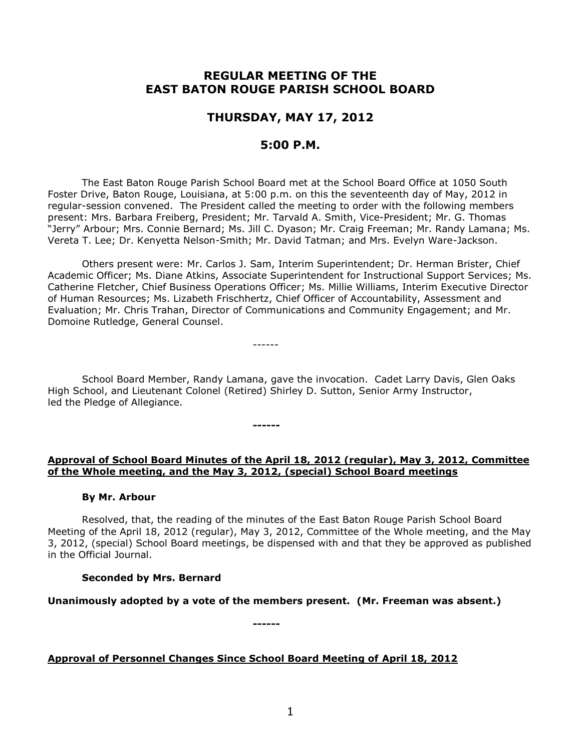# REGULAR MEETING OF THE EAST BATON ROUGE PARISH SCHOOL BOARD

## THURSDAY, MAY 17, 2012

## 5:00 P.M.

The East Baton Rouge Parish School Board met at the School Board Office at 1050 South Foster Drive, Baton Rouge, Louisiana, at 5:00 p.m. on this the seventeenth day of May, 2012 in regular-session convened. The President called the meeting to order with the following members present: Mrs. Barbara Freiberg, President; Mr. Tarvald A. Smith, Vice-President; Mr. G. Thomas "Jerry" Arbour; Mrs. Connie Bernard; Ms. Jill C. Dyason; Mr. Craig Freeman; Mr. Randy Lamana; Ms. Vereta T. Lee; Dr. Kenyetta Nelson-Smith; Mr. David Tatman; and Mrs. Evelyn Ware-Jackson.

Others present were: Mr. Carlos J. Sam, Interim Superintendent; Dr. Herman Brister, Chief Academic Officer; Ms. Diane Atkins, Associate Superintendent for Instructional Support Services; Ms. Catherine Fletcher, Chief Business Operations Officer; Ms. Millie Williams, Interim Executive Director of Human Resources; Ms. Lizabeth Frischhertz, Chief Officer of Accountability, Assessment and Evaluation; Mr. Chris Trahan, Director of Communications and Community Engagement; and Mr. Domoine Rutledge, General Counsel.

------

School Board Member, Randy Lamana, gave the invocation. Cadet Larry Davis, Glen Oaks High School, and Lieutenant Colonel (Retired) Shirley D. Sutton, Senior Army Instructor, led the Pledge of Allegiance.

**------**

**Approval of School Board Minutes of the April 18, 2012 (regular), May 3, 2012, Committee of the Whole meeting, and the May 3, 2012, (special) School Board meetings**

**By Mr. Arbour**

Resolved, that, the reading of the minutes of the East Baton Rouge Parish School Board Meeting of the April 18, 2012 (regular), May 3, 2012, Committee of the Whole meeting, and the May 3, 2012, (special) School Board meetings, be dispensed with and that they be approved as published in the Official Journal.

**Seconded by Mrs. Bernard**

**Unanimously adopted by a vote of the members present. (Mr. Freeman was absent.)**

**------**

**Approval of Personnel Changes Since School Board Meeting of April 18, 2012**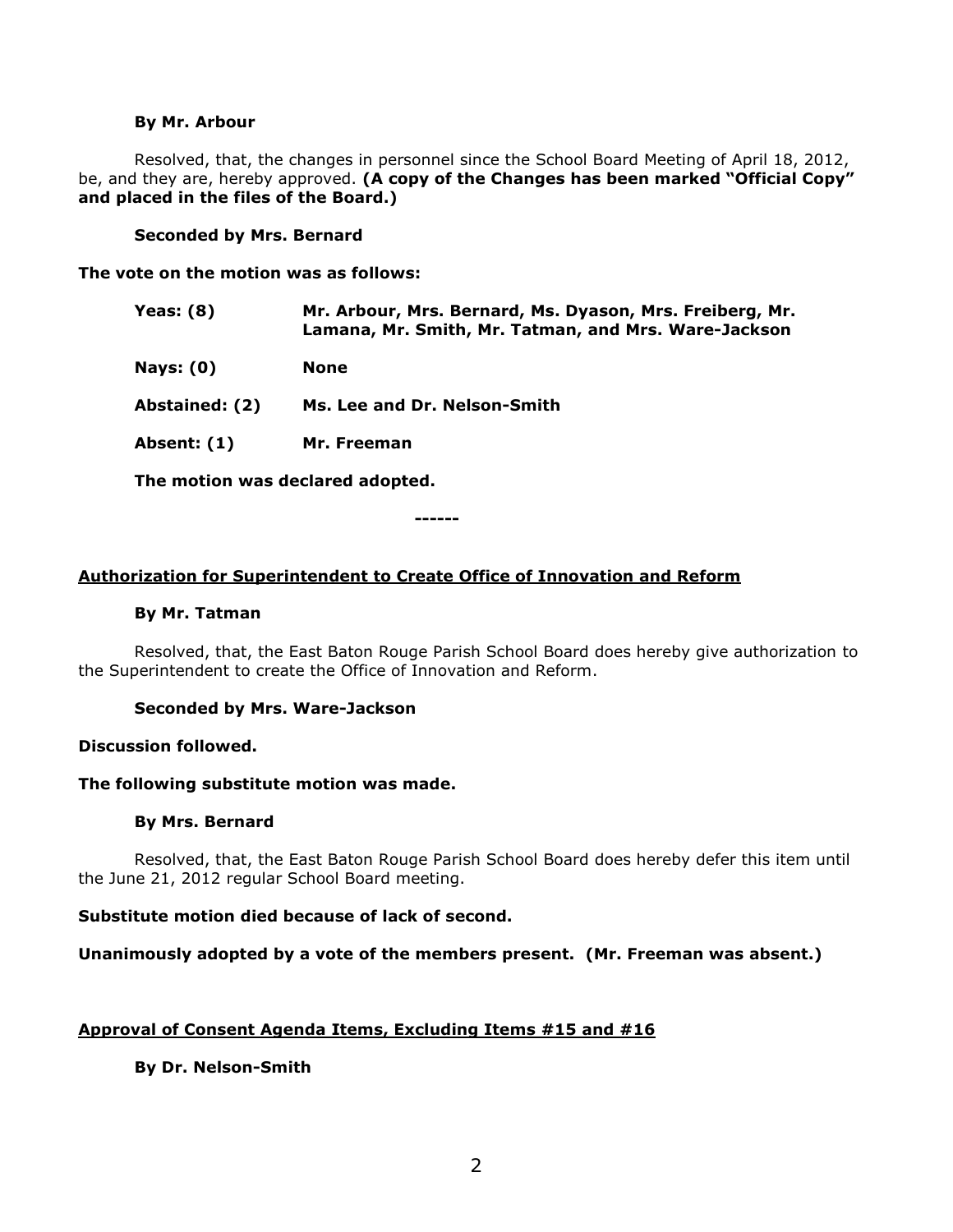**By Mr. Arbour**

Resolved, that, the changes in personnel since the School Board Meeting of April 18, 2012, be, and they are, hereby approved. **(A copy of the Changes has been marked "Official Copy" and placed in the files of the Board.)**

**Seconded by Mrs. Bernard**

**The vote on the motion was as follows:**

| | |
|---|---|
| **Yeas: (8)** | **Mr. Arbour, Mrs. Bernard, Ms. Dyason, Mrs. Freiberg, Mr. Lamana, Mr. Smith, Mr. Tatman, and Mrs. Ware-Jackson** |
| **Nays: (0)** | **None** |
| **Abstained: (2)** | **Ms. Lee and Dr. Nelson-Smith** |
| **Absent: (1)** | **Mr. Freeman** |

**The motion was declared adopted.**

------

**<u>Authorization for Superintendent to Create Office of Innovation and Reform</u>**

**By Mr. Tatman**

Resolved, that, the East Baton Rouge Parish School Board does hereby give authorization to the Superintendent to create the Office of Innovation and Reform.

**Seconded by Mrs. Ware-Jackson**

**Discussion followed.**

**The following substitute motion was made.**

**By Mrs. Bernard**

Resolved, that, the East Baton Rouge Parish School Board does hereby defer this item until the June 21, 2012 regular School Board meeting.

**Substitute motion died because of lack of second.**

**Unanimously adopted by a vote of the members present. (Mr. Freeman was absent.)**

**<u>Approval of Consent Agenda Items, Excluding Items #15 and #16</u>**

**By Dr. Nelson-Smith**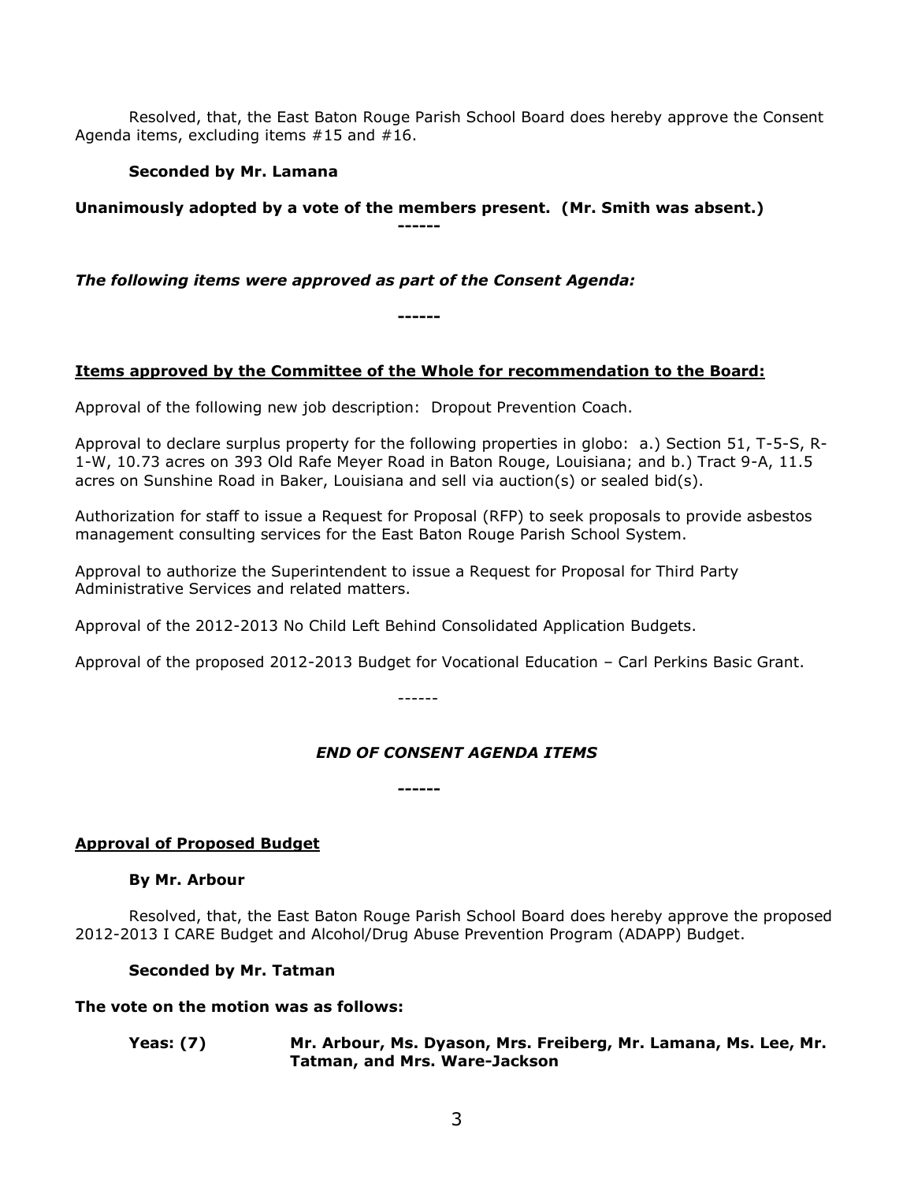Resolved, that, the East Baton Rouge Parish School Board does hereby approve the Consent Agenda items, excluding items #15 and #16.

**Seconded by Mr. Lamana**

**Unanimously adopted by a vote of the members present. (Mr. Smith was absent.)**

**------**

***The following items were approved as part of the Consent Agenda:***

**------**

**Items approved by the Committee of the Whole for recommendation to the Board:**

Approval of the following new job description: Dropout Prevention Coach.

Approval to declare surplus property for the following properties in globo: a.) Section 51, T-5-S, R-1-W, 10.73 acres on 393 Old Rafe Meyer Road in Baton Rouge, Louisiana; and b.) Tract 9-A, 11.5 acres on Sunshine Road in Baker, Louisiana and sell via auction(s) or sealed bid(s).

Authorization for staff to issue a Request for Proposal (RFP) to seek proposals to provide asbestos management consulting services for the East Baton Rouge Parish School System.

Approval to authorize the Superintendent to issue a Request for Proposal for Third Party Administrative Services and related matters.

Approval of the 2012-2013 No Child Left Behind Consolidated Application Budgets.

Approval of the proposed 2012-2013 Budget for Vocational Education – Carl Perkins Basic Grant.

------

***END OF CONSENT AGENDA ITEMS***

**------**

**Approval of Proposed Budget**

**By Mr. Arbour**

Resolved, that, the East Baton Rouge Parish School Board does hereby approve the proposed 2012-2013 I CARE Budget and Alcohol/Drug Abuse Prevention Program (ADAPP) Budget.

**Seconded by Mr. Tatman**

**The vote on the motion was as follows:**

**Yeas: (7)** **Mr. Arbour, Ms. Dyason, Mrs. Freiberg, Mr. Lamana, Ms. Lee, Mr. Tatman, and Mrs. Ware-Jackson**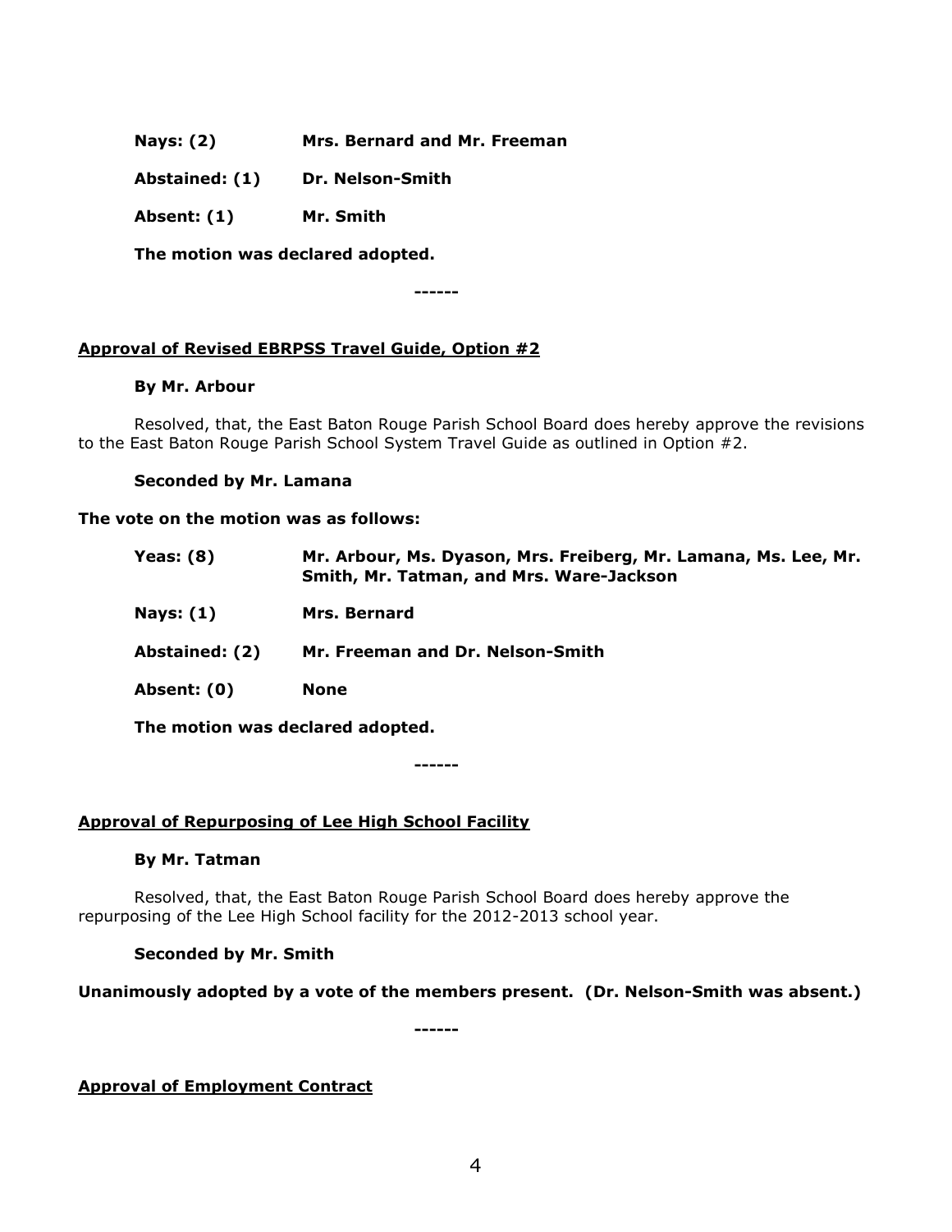**Nays: (2) Mrs. Bernard and Mr. Freeman**

**Abstained: (1) Dr. Nelson-Smith**

**Absent: (1) Mr. Smith**

**The motion was declared adopted.**

**------**

**Approval of Revised EBRPSS Travel Guide, Option #2**

**By Mr. Arbour**

Resolved, that, the East Baton Rouge Parish School Board does hereby approve the revisions to the East Baton Rouge Parish School System Travel Guide as outlined in Option #2.

**Seconded by Mr. Lamana**

**The vote on the motion was as follows:**

**Yeas: (8) Mr. Arbour, Ms. Dyason, Mrs. Freiberg, Mr. Lamana, Ms. Lee, Mr. Smith, Mr. Tatman, and Mrs. Ware-Jackson**

**Nays: (1) Mrs. Bernard**

**Abstained: (2) Mr. Freeman and Dr. Nelson-Smith**

**Absent: (0) None**

**The motion was declared adopted.**

**------**

**Approval of Repurposing of Lee High School Facility**

**By Mr. Tatman**

Resolved, that, the East Baton Rouge Parish School Board does hereby approve the repurposing of the Lee High School facility for the 2012-2013 school year.

**Seconded by Mr. Smith**

**Unanimously adopted by a vote of the members present. (Dr. Nelson-Smith was absent.)**

**------**

**Approval of Employment Contract**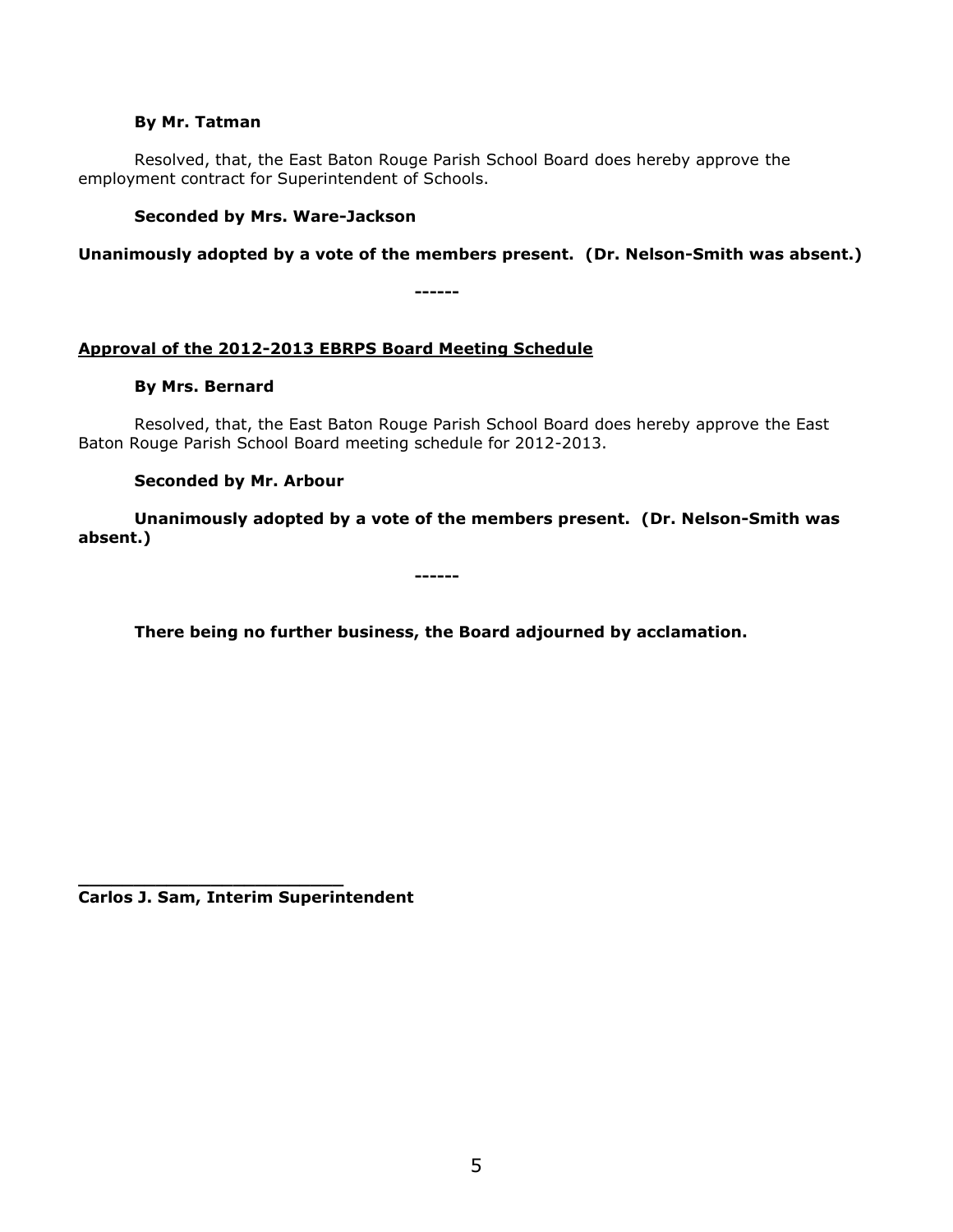**By Mr. Tatman**

Resolved, that, the East Baton Rouge Parish School Board does hereby approve the employment contract for Superintendent of Schools.

**Seconded by Mrs. Ware-Jackson**

**Unanimously adopted by a vote of the members present. (Dr. Nelson-Smith was absent.)**

**------**

**Approval of the 2012-2013 EBRPS Board Meeting Schedule**

**By Mrs. Bernard**

Resolved, that, the East Baton Rouge Parish School Board does hereby approve the East Baton Rouge Parish School Board meeting schedule for 2012-2013.

**Seconded by Mr. Arbour**

**Unanimously adopted by a vote of the members present. (Dr. Nelson-Smith was absent.)**

**------**

**There being no further business, the Board adjourned by acclamation.**

**_________________________**
**Carlos J. Sam, Interim Superintendent**